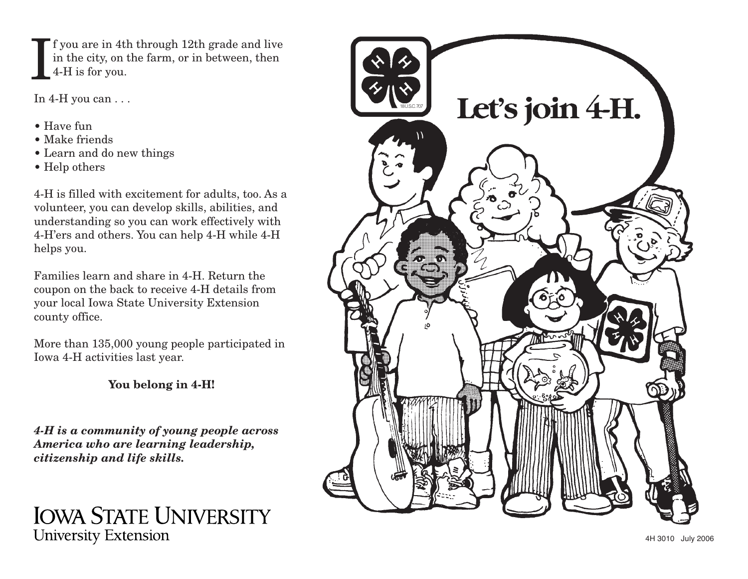If you are in 4th through 12th grade and live in the city, on the farm, or in between, then 4-H is for you.

In 4-H you can . . .

- Have fun
- Make friends
- Learn and do new things
- Help others

4-H is filled with excitement for adults, too. As a volunteer, you can develop skills, abilities, and understanding so you can work effectively with 4-H'ers and others. You can help 4-H while 4-H helps you.

Families learn and share in 4-H. Return the coupon on the back to receive 4-H details from your local Iowa State University Extension county office.

More than 135,000 young people participated in Iowa 4-H activities last year.

**You belong in 4-H!**

***4-H is a community of young people across America who are learning leadership, citizenship and life skills.***

IOWA STATE UNIVERSITY
University Extension

# Let's join 4-H.

4H 3010 July 2006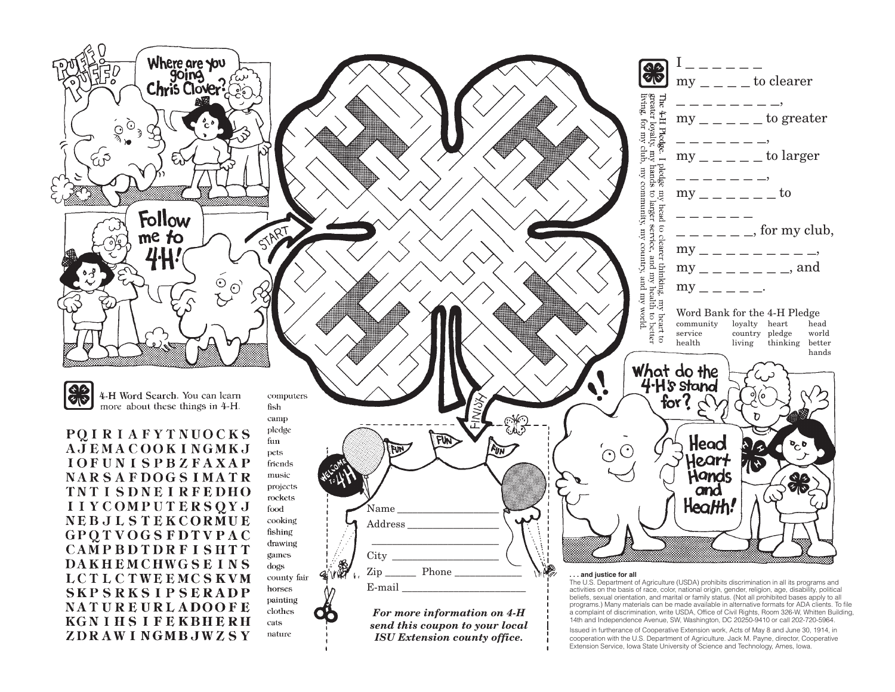I _ _ _ _ _ _
my _ _ _ _ to clearer
_ _ _ _ _ _ _ _,
my _ _ _ _ _ to greater
_ _ _ _ _ _ _,
my _ _ _ _ _ to larger
_ _ _ _ _ _ _,
my _ _ _ _ _ _ to
_ _ _ _ _ _
_ _ _ _ _ _, for my club,
my _ _ _ _ _ _ _ _ _,
my _ _ _ _ _ _ _, and
my _ _ _ _ _.

The 4-H Pledge. I pledge my head to clearer thinking, my heart to greater loyalty, my hands to larger service, and my health to better living, for my club, my community, my country, and my world.

Word Bank for the 4-H Pledge

| | | | |
|---|---|---|---|
| community | loyalty | heart | head |
| service | country | pledge | world |
| health | living | thinking | better |
| | | | hands |

4-H Word Search. You can learn more about these things in 4-H.

```
PQIRIAFYTNUOCKS
AJEMACOOKINGMKJ
IOFUNISPBZFAXAP
NARSAFDOGSIMATR
TNTISDNEIRFEDHO
IIYCOMPUTERSQYJ
NEBJLSTEKCORMUE
GPQTVOGSFDTVPAC
CAMPBDTDRFISHTT
DAKHEMCHWGSEINS
LCTLCTWEEMCSKVM
SKPSRKSIPSERADP
NATUREURLADOOFE
KGNIHSIFEKBHERH
ZDRAWINGMBJWZSY
```

computers
fish
camp
pledge
fun
pets
friends
music
projects
rockets
food
cooking
fishing
drawing
games
dogs
county fair
horses
painting
clothes
cats
nature

Name ____________________
Address ____________________
____________________
City ____________________
Zip ______ Phone ____________
E-mail ____________________

*For more information on 4-H send this coupon to your local ISU Extension county office.*

**. . . and justice for all**
The U.S. Department of Agriculture (USDA) prohibits discrimination in all its programs and activities on the basis of race, color, national origin, gender, religion, age, disability, political beliefs, sexual orientation, and marital or family status. (Not all prohibited bases apply to all programs.) Many materials can be made available in alternative formats for ADA clients. To file a complaint of discrimination, write USDA, Office of Civil Rights, Room 326-W, Whitten Building, 14th and Independence Avenue, SW, Washington, DC 20250-9410 or call 202-720-5964.

Issued in furtherance of Cooperative Extension work, Acts of May 8 and June 30, 1914, in cooperation with the U.S. Department of Agriculture. Jack M. Payne, director, Cooperative Extension Service, Iowa State University of Science and Technology, Ames, Iowa.